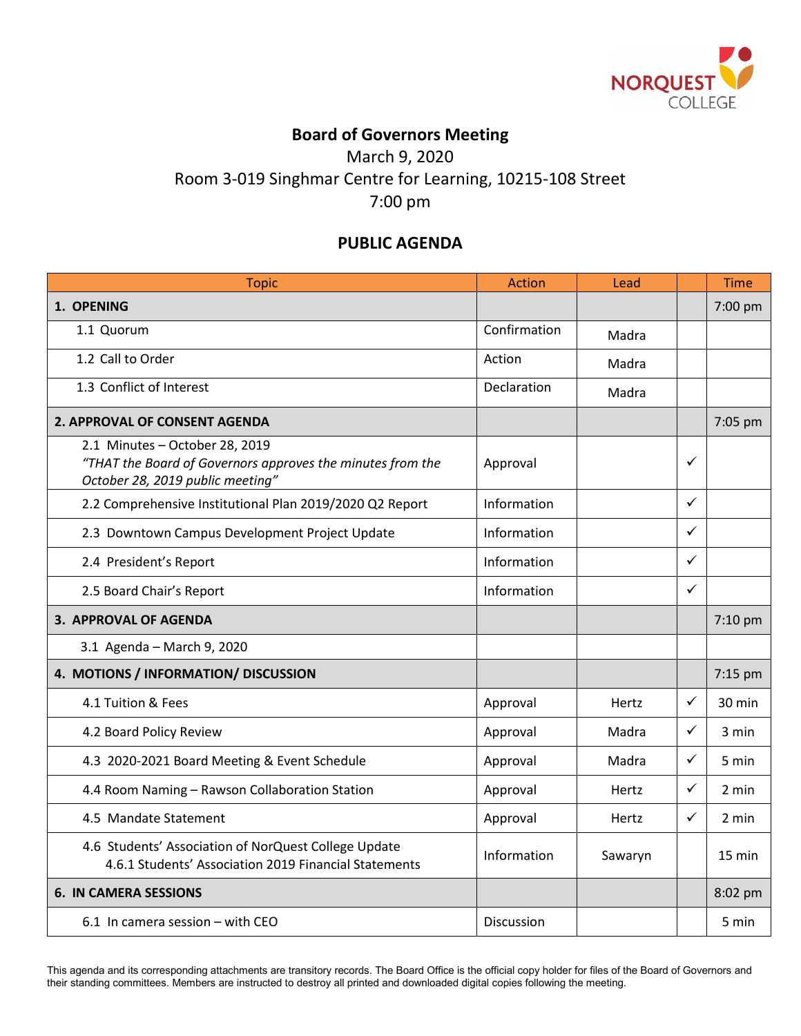NORQUEST COLLEGE

# Board of Governors Meeting

March 9, 2020
Room 3-019 Singhmar Centre for Learning, 10215-108 Street
7:00 pm

## PUBLIC AGENDA

| Topic | Action | Lead | | Time |
|---|---|---|---|---|
| **1. OPENING** | | | | 7:00 pm |
| 1.1 Quorum | Confirmation | Madra | | |
| 1.2 Call to Order | Action | Madra | | |
| 1.3 Conflict of Interest | Declaration | Madra | | |
| **2. APPROVAL OF CONSENT AGENDA** | | | | 7:05 pm |
| 2.1 Minutes – October 28, 2019 *"THAT the Board of Governors approves the minutes from the October 28, 2019 public meeting"* | Approval | | ✓ | |
| 2.2 Comprehensive Institutional Plan 2019/2020 Q2 Report | Information | | ✓ | |
| 2.3 Downtown Campus Development Project Update | Information | | ✓ | |
| 2.4 President's Report | Information | | ✓ | |
| 2.5 Board Chair's Report | Information | | ✓ | |
| **3. APPROVAL OF AGENDA** | | | | 7:10 pm |
| 3.1 Agenda – March 9, 2020 | | | | |
| **4. MOTIONS / INFORMATION/ DISCUSSION** | | | | 7:15 pm |
| 4.1 Tuition & Fees | Approval | Hertz | ✓ | 30 min |
| 4.2 Board Policy Review | Approval | Madra | ✓ | 3 min |
| 4.3 2020-2021 Board Meeting & Event Schedule | Approval | Madra | ✓ | 5 min |
| 4.4 Room Naming – Rawson Collaboration Station | Approval | Hertz | ✓ | 2 min |
| 4.5 Mandate Statement | Approval | Hertz | ✓ | 2 min |
| 4.6 Students' Association of NorQuest College Update<br>4.6.1 Students' Association 2019 Financial Statements | Information | Sawaryn | | 15 min |
| **6. IN CAMERA SESSIONS** | | | | 8:02 pm |
| 6.1 In camera session – with CEO | Discussion | | | 5 min |

This agenda and its corresponding attachments are transitory records. The Board Office is the official copy holder for files of the Board of Governors and their standing committees. Members are instructed to destroy all printed and downloaded digital copies following the meeting.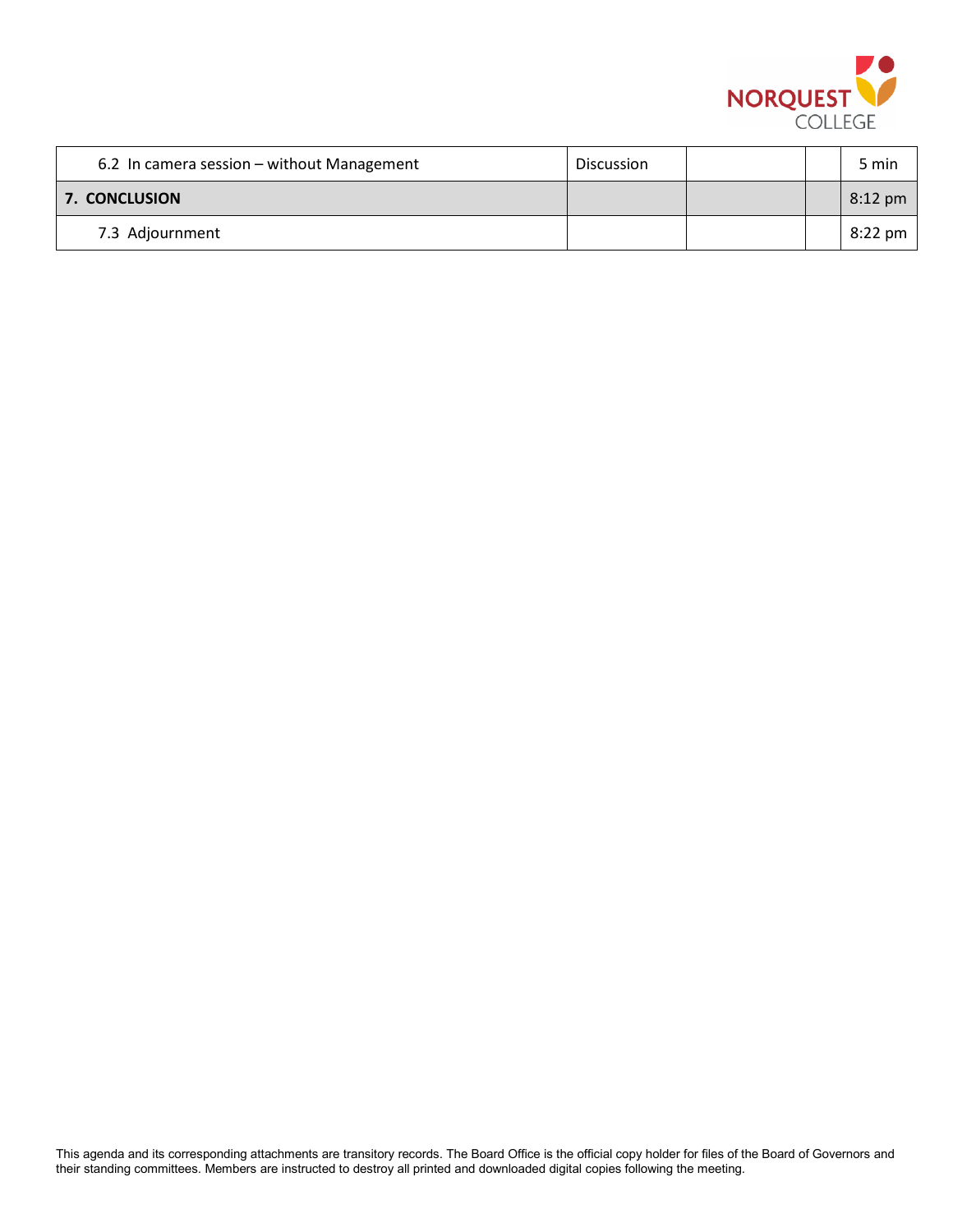| | | | | |
|---|---|---|---|---|
| 6.2 In camera session – without Management | Discussion | | | 5 min |
| **7. CONCLUSION** | | | | 8:12 pm |
| 7.3 Adjournment | | | | 8:22 pm |

This agenda and its corresponding attachments are transitory records. The Board Office is the official copy holder for files of the Board of Governors and their standing committees. Members are instructed to destroy all printed and downloaded digital copies following the meeting.